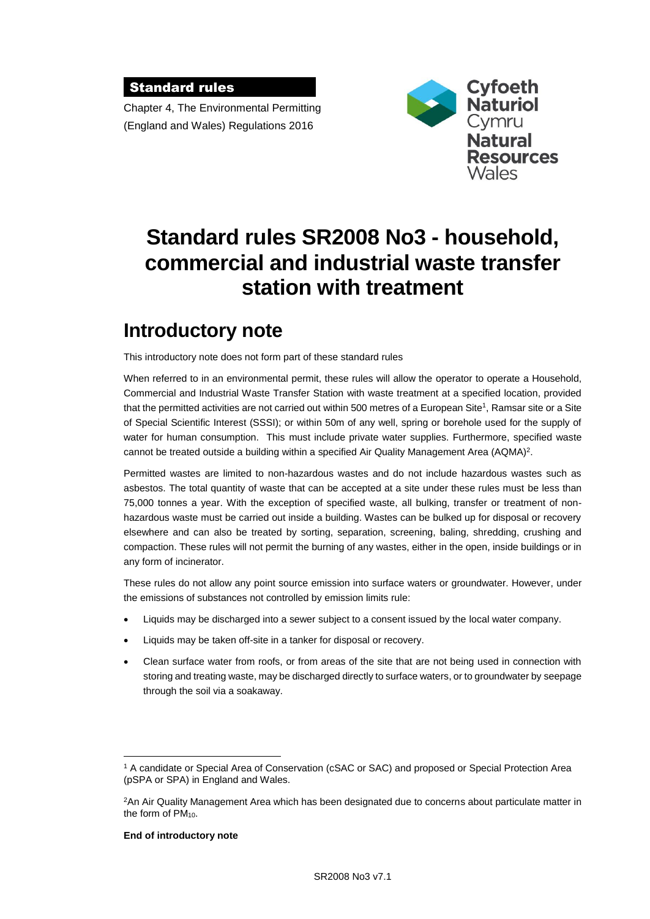**Standard rules**

Chapter 4, The Environmental Permitting (England and Wales) Regulations 2016

Cyfoeth Naturiol Cymru
Natural Resources Wales

# Standard rules SR2008 No3 - household, commercial and industrial waste transfer station with treatment

## Introductory note

This introductory note does not form part of these standard rules

When referred to in an environmental permit, these rules will allow the operator to operate a Household, Commercial and Industrial Waste Transfer Station with waste treatment at a specified location, provided that the permitted activities are not carried out within 500 metres of a European Site[1], Ramsar site or a Site of Special Scientific Interest (SSSI); or within 50m of any well, spring or borehole used for the supply of water for human consumption. This must include private water supplies. Furthermore, specified waste cannot be treated outside a building within a specified Air Quality Management Area (AQMA)[2].

Permitted wastes are limited to non-hazardous wastes and do not include hazardous wastes such as asbestos. The total quantity of waste that can be accepted at a site under these rules must be less than 75,000 tonnes a year. With the exception of specified waste, all bulking, transfer or treatment of non-hazardous waste must be carried out inside a building. Wastes can be bulked up for disposal or recovery elsewhere and can also be treated by sorting, separation, screening, baling, shredding, crushing and compaction. These rules will not permit the burning of any wastes, either in the open, inside buildings or in any form of incinerator.

These rules do not allow any point source emission into surface waters or groundwater. However, under the emissions of substances not controlled by emission limits rule:

- Liquids may be discharged into a sewer subject to a consent issued by the local water company.
- Liquids may be taken off-site in a tanker for disposal or recovery.
- Clean surface water from roofs, or from areas of the site that are not being used in connection with storing and treating waste, may be discharged directly to surface waters, or to groundwater by seepage through the soil via a soakaway.

[1] A candidate or Special Area of Conservation (cSAC or SAC) and proposed or Special Protection Area (pSPA or SPA) in England and Wales.

[2] An Air Quality Management Area which has been designated due to concerns about particulate matter in the form of $PM_{10}$.

**End of introductory note**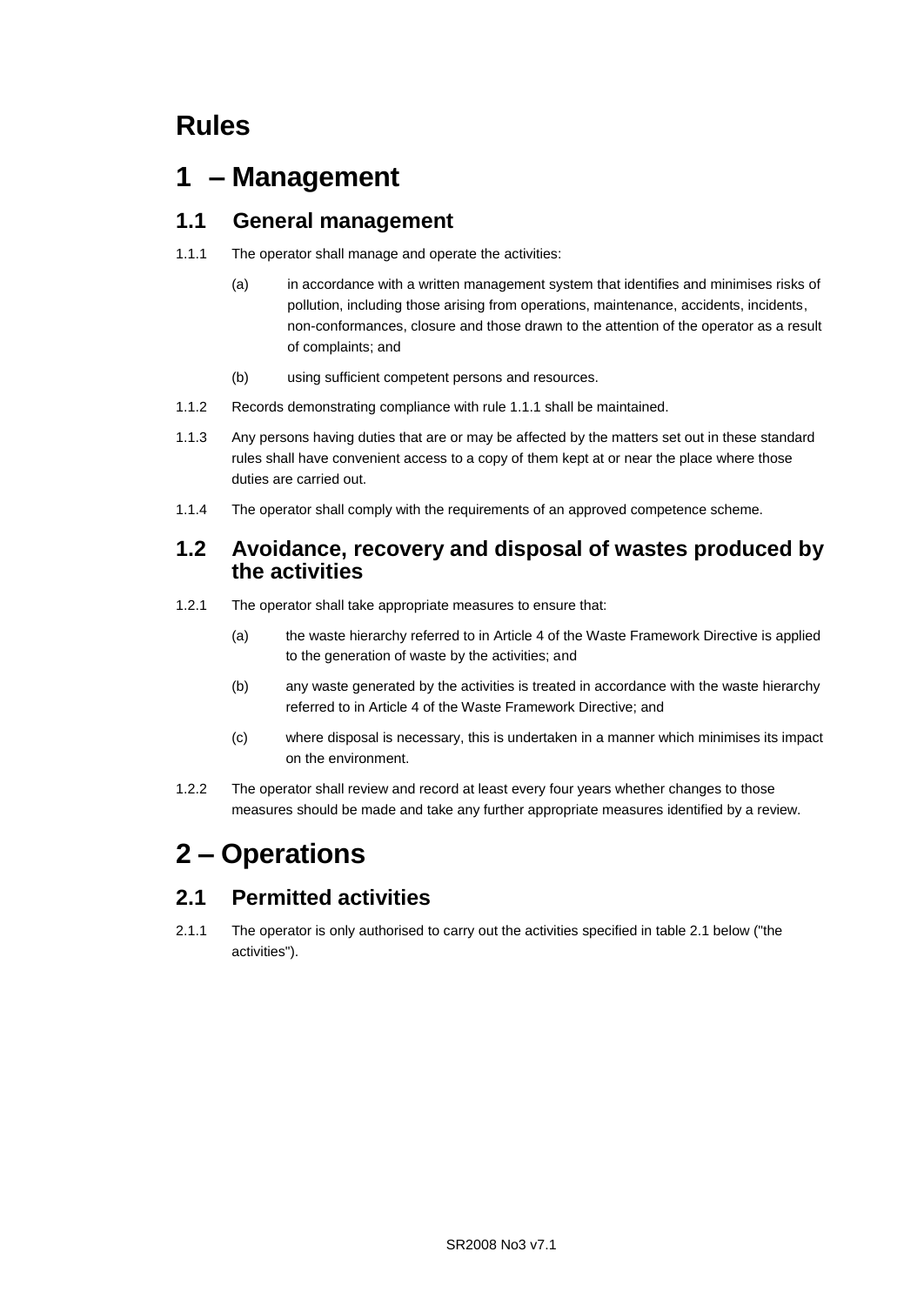# Rules

# 1 – Management

## 1.1 General management

1.1.1 The operator shall manage and operate the activities:

(a) in accordance with a written management system that identifies and minimises risks of pollution, including those arising from operations, maintenance, accidents, incidents, non-conformances, closure and those drawn to the attention of the operator as a result of complaints; and

(b) using sufficient competent persons and resources.

1.1.2 Records demonstrating compliance with rule 1.1.1 shall be maintained.

1.1.3 Any persons having duties that are or may be affected by the matters set out in these standard rules shall have convenient access to a copy of them kept at or near the place where those duties are carried out.

1.1.4 The operator shall comply with the requirements of an approved competence scheme.

## 1.2 Avoidance, recovery and disposal of wastes produced by the activities

1.2.1 The operator shall take appropriate measures to ensure that:

(a) the waste hierarchy referred to in Article 4 of the Waste Framework Directive is applied to the generation of waste by the activities; and

(b) any waste generated by the activities is treated in accordance with the waste hierarchy referred to in Article 4 of the Waste Framework Directive; and

(c) where disposal is necessary, this is undertaken in a manner which minimises its impact on the environment.

1.2.2 The operator shall review and record at least every four years whether changes to those measures should be made and take any further appropriate measures identified by a review.

# 2 – Operations

## 2.1 Permitted activities

2.1.1 The operator is only authorised to carry out the activities specified in table 2.1 below ("the activities").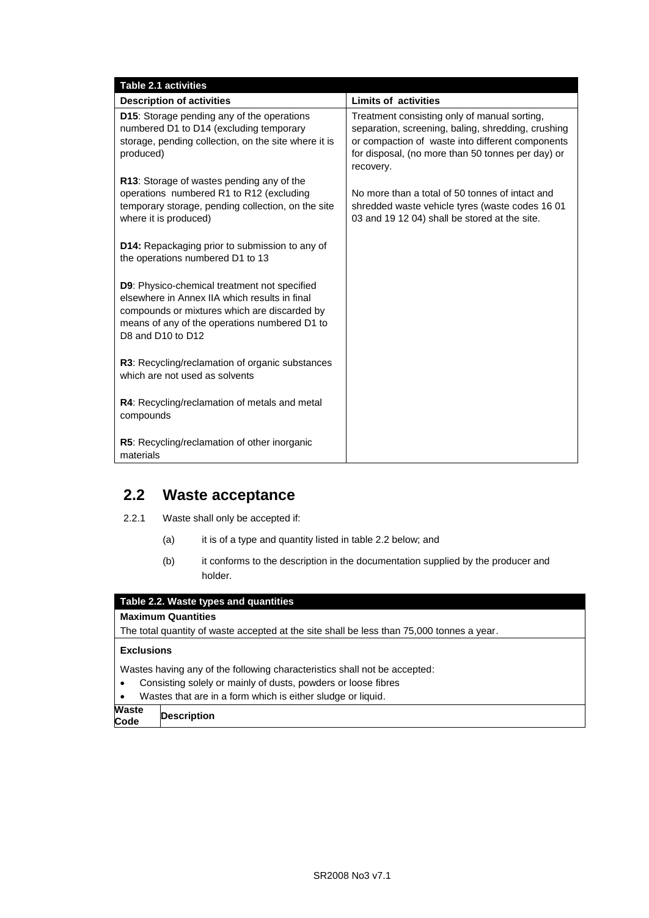| Table 2.1 activities | |
|---|---|
| **Description of activities** | **Limits of activities** |
| **D15**: Storage pending any of the operations numbered D1 to D14 (excluding temporary storage, pending collection, on the site where it is produced)<br><br>**R13**: Storage of wastes pending any of the operations numbered R1 to R12 (excluding temporary storage, pending collection, on the site where it is produced)<br><br>**D14:** Repackaging prior to submission to any of the operations numbered D1 to 13<br><br>**D9**: Physico-chemical treatment not specified elsewhere in Annex IIA which results in final compounds or mixtures which are discarded by means of any of the operations numbered D1 to D8 and D10 to D12<br><br>**R3**: Recycling/reclamation of organic substances which are not used as solvents<br><br>**R4**: Recycling/reclamation of metals and metal compounds<br><br>**R5**: Recycling/reclamation of other inorganic materials | Treatment consisting only of manual sorting, separation, screening, baling, shredding, crushing or compaction of waste into different components for disposal, (no more than 50 tonnes per day) or recovery.<br><br>No more than a total of 50 tonnes of intact and shredded waste vehicle tyres (waste codes 16 01 03 and 19 12 04) shall be stored at the site. |

## 2.2 Waste acceptance

2.2.1 Waste shall only be accepted if:

(a) it is of a type and quantity listed in table 2.2 below; and

(b) it conforms to the description in the documentation supplied by the producer and holder.

| Table 2.2. Waste types and quantities | |
|---|---|
| **Maximum Quantities**<br>The total quantity of waste accepted at the site shall be less than 75,000 tonnes a year. | |
| **Exclusions**<br>Wastes having any of the following characteristics shall not be accepted:<br>• Consisting solely or mainly of dusts, powders or loose fibres<br>• Wastes that are in a form which is either sludge or liquid. | |
| **Waste Code** | **Description** |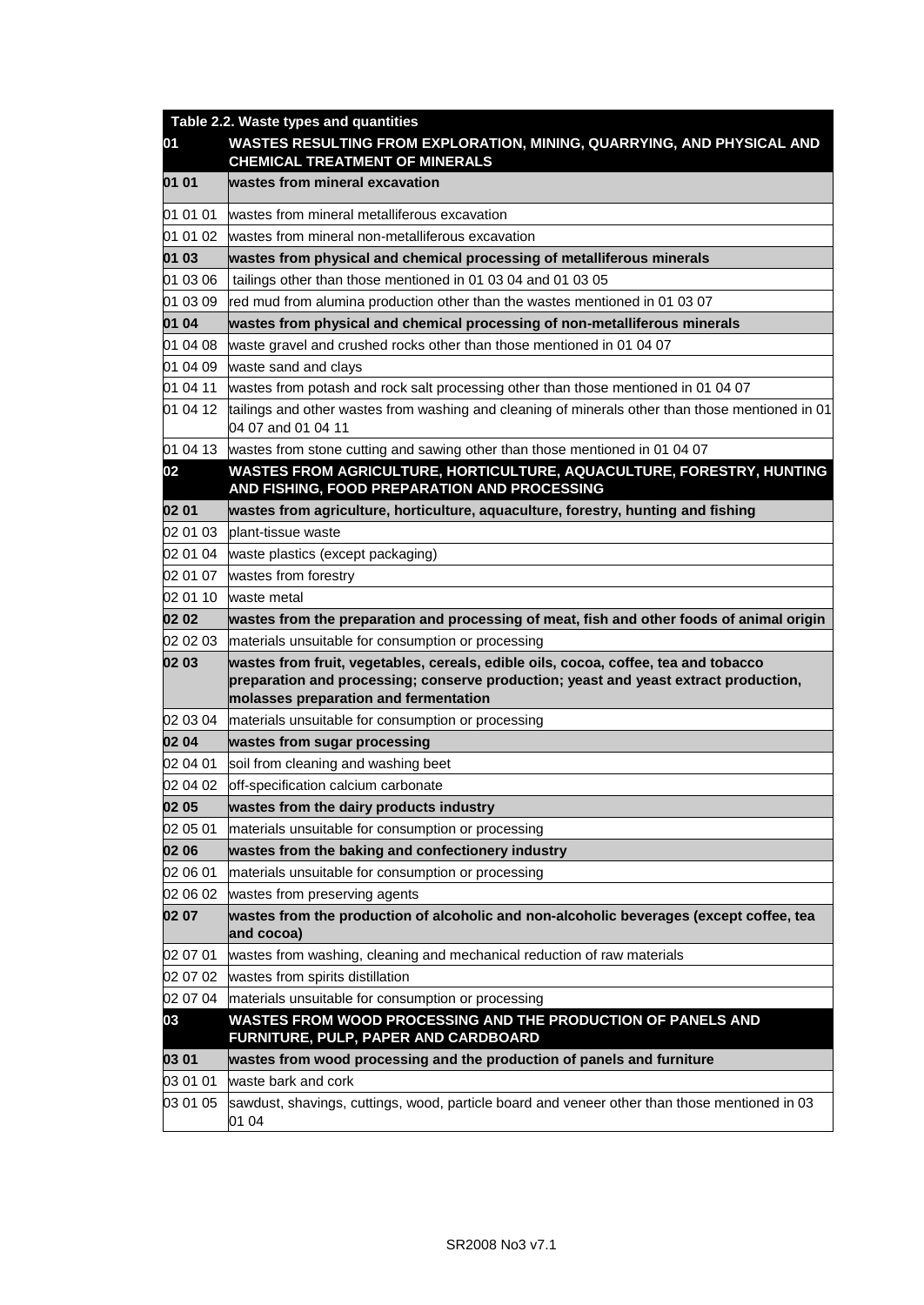| Table 2.2. Waste types and quantities | |
|---|---|
| **01** | **WASTES RESULTING FROM EXPLORATION, MINING, QUARRYING, AND PHYSICAL AND CHEMICAL TREATMENT OF MINERALS** |
| **01 01** | **wastes from mineral excavation** |
| 01 01 01 | wastes from mineral metalliferous excavation |
| 01 01 02 | wastes from mineral non-metalliferous excavation |
| **01 03** | **wastes from physical and chemical processing of metalliferous minerals** |
| 01 03 06 | tailings other than those mentioned in 01 03 04 and 01 03 05 |
| 01 03 09 | red mud from alumina production other than the wastes mentioned in 01 03 07 |
| **01 04** | **wastes from physical and chemical processing of non-metalliferous minerals** |
| 01 04 08 | waste gravel and crushed rocks other than those mentioned in 01 04 07 |
| 01 04 09 | waste sand and clays |
| 01 04 11 | wastes from potash and rock salt processing other than those mentioned in 01 04 07 |
| 01 04 12 | tailings and other wastes from washing and cleaning of minerals other than those mentioned in 01 04 07 and 01 04 11 |
| 01 04 13 | wastes from stone cutting and sawing other than those mentioned in 01 04 07 |
| **02** | **WASTES FROM AGRICULTURE, HORTICULTURE, AQUACULTURE, FORESTRY, HUNTING AND FISHING, FOOD PREPARATION AND PROCESSING** |
| **02 01** | **wastes from agriculture, horticulture, aquaculture, forestry, hunting and fishing** |
| 02 01 03 | plant-tissue waste |
| 02 01 04 | waste plastics (except packaging) |
| 02 01 07 | wastes from forestry |
| 02 01 10 | waste metal |
| **02 02** | **wastes from the preparation and processing of meat, fish and other foods of animal origin** |
| 02 02 03 | materials unsuitable for consumption or processing |
| **02 03** | **wastes from fruit, vegetables, cereals, edible oils, cocoa, coffee, tea and tobacco preparation and processing; conserve production; yeast and yeast extract production, molasses preparation and fermentation** |
| 02 03 04 | materials unsuitable for consumption or processing |
| **02 04** | **wastes from sugar processing** |
| 02 04 01 | soil from cleaning and washing beet |
| 02 04 02 | off-specification calcium carbonate |
| **02 05** | **wastes from the dairy products industry** |
| 02 05 01 | materials unsuitable for consumption or processing |
| **02 06** | **wastes from the baking and confectionery industry** |
| 02 06 01 | materials unsuitable for consumption or processing |
| 02 06 02 | wastes from preserving agents |
| **02 07** | **wastes from the production of alcoholic and non-alcoholic beverages (except coffee, tea and cocoa)** |
| 02 07 01 | wastes from washing, cleaning and mechanical reduction of raw materials |
| 02 07 02 | wastes from spirits distillation |
| 02 07 04 | materials unsuitable for consumption or processing |
| **03** | **WASTES FROM WOOD PROCESSING AND THE PRODUCTION OF PANELS AND FURNITURE, PULP, PAPER AND CARDBOARD** |
| **03 01** | **wastes from wood processing and the production of panels and furniture** |
| 03 01 01 | waste bark and cork |
| 03 01 05 | sawdust, shavings, cuttings, wood, particle board and veneer other than those mentioned in 03 01 04 |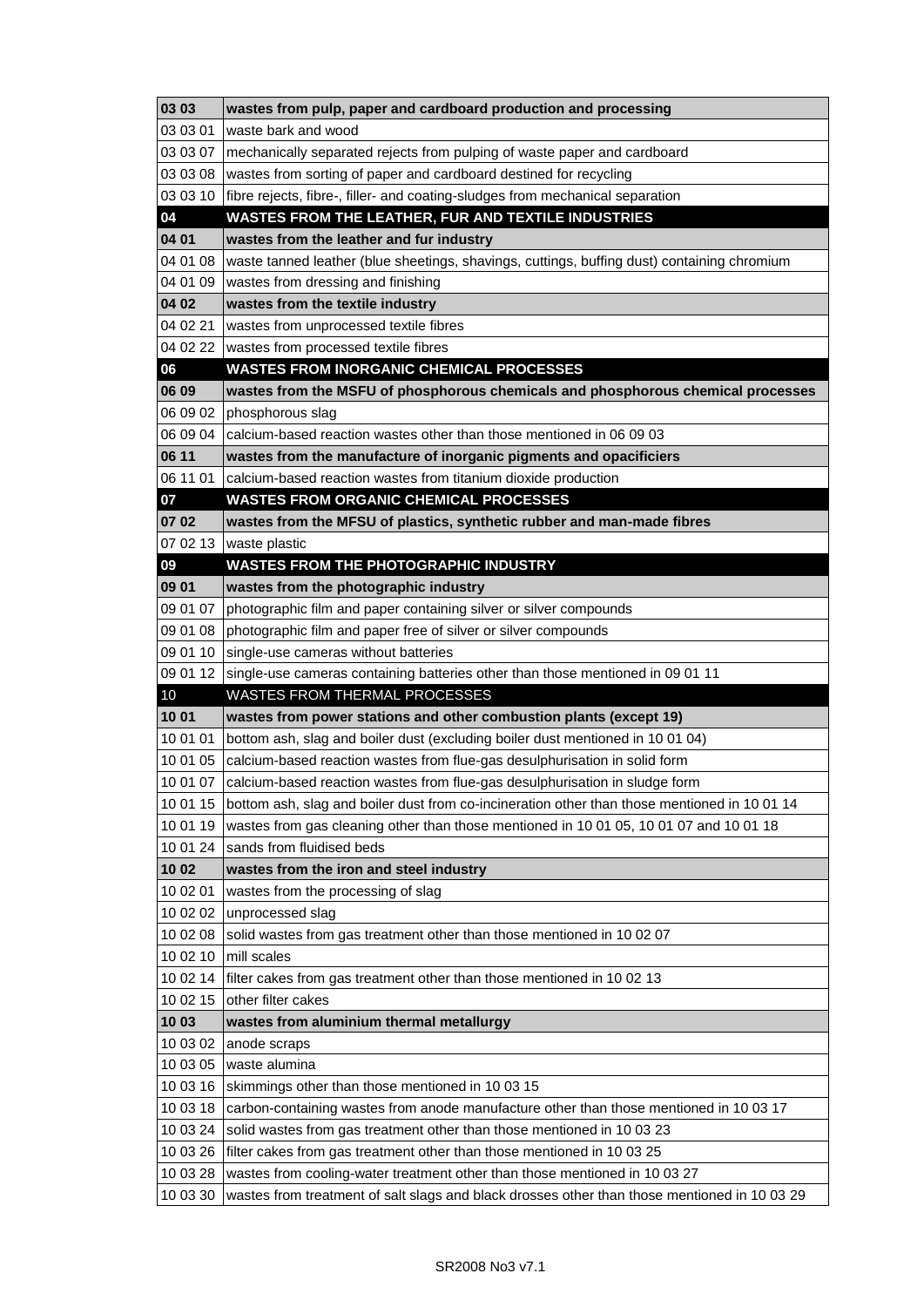| | |
|---|---|
| **03 03** | **wastes from pulp, paper and cardboard production and processing** |
| 03 03 01 | waste bark and wood |
| 03 03 07 | mechanically separated rejects from pulping of waste paper and cardboard |
| 03 03 08 | wastes from sorting of paper and cardboard destined for recycling |
| 03 03 10 | fibre rejects, fibre-, filler- and coating-sludges from mechanical separation |
| **04** | **WASTES FROM THE LEATHER, FUR AND TEXTILE INDUSTRIES** |
| **04 01** | **wastes from the leather and fur industry** |
| 04 01 08 | waste tanned leather (blue sheetings, shavings, cuttings, buffing dust) containing chromium |
| 04 01 09 | wastes from dressing and finishing |
| **04 02** | **wastes from the textile industry** |
| 04 02 21 | wastes from unprocessed textile fibres |
| 04 02 22 | wastes from processed textile fibres |
| **06** | **WASTES FROM INORGANIC CHEMICAL PROCESSES** |
| **06 09** | **wastes from the MSFU of phosphorous chemicals and phosphorous chemical processes** |
| 06 09 02 | phosphorous slag |
| 06 09 04 | calcium-based reaction wastes other than those mentioned in 06 09 03 |
| **06 11** | **wastes from the manufacture of inorganic pigments and opacificiers** |
| 06 11 01 | calcium-based reaction wastes from titanium dioxide production |
| **07** | **WASTES FROM ORGANIC CHEMICAL PROCESSES** |
| **07 02** | **wastes from the MFSU of plastics, synthetic rubber and man-made fibres** |
| 07 02 13 | waste plastic |
| **09** | **WASTES FROM THE PHOTOGRAPHIC INDUSTRY** |
| **09 01** | **wastes from the photographic industry** |
| 09 01 07 | photographic film and paper containing silver or silver compounds |
| 09 01 08 | photographic film and paper free of silver or silver compounds |
| 09 01 10 | single-use cameras without batteries |
| 09 01 12 | single-use cameras containing batteries other than those mentioned in 09 01 11 |
| 10 | WASTES FROM THERMAL PROCESSES |
| **10 01** | **wastes from power stations and other combustion plants (except 19)** |
| 10 01 01 | bottom ash, slag and boiler dust (excluding boiler dust mentioned in 10 01 04) |
| 10 01 05 | calcium-based reaction wastes from flue-gas desulphurisation in solid form |
| 10 01 07 | calcium-based reaction wastes from flue-gas desulphurisation in sludge form |
| 10 01 15 | bottom ash, slag and boiler dust from co-incineration other than those mentioned in 10 01 14 |
| 10 01 19 | wastes from gas cleaning other than those mentioned in 10 01 05, 10 01 07 and 10 01 18 |
| 10 01 24 | sands from fluidised beds |
| **10 02** | **wastes from the iron and steel industry** |
| 10 02 01 | wastes from the processing of slag |
| 10 02 02 | unprocessed slag |
| 10 02 08 | solid wastes from gas treatment other than those mentioned in 10 02 07 |
| 10 02 10 | mill scales |
| 10 02 14 | filter cakes from gas treatment other than those mentioned in 10 02 13 |
| 10 02 15 | other filter cakes |
| **10 03** | **wastes from aluminium thermal metallurgy** |
| 10 03 02 | anode scraps |
| 10 03 05 | waste alumina |
| 10 03 16 | skimmings other than those mentioned in 10 03 15 |
| 10 03 18 | carbon-containing wastes from anode manufacture other than those mentioned in 10 03 17 |
| 10 03 24 | solid wastes from gas treatment other than those mentioned in 10 03 23 |
| 10 03 26 | filter cakes from gas treatment other than those mentioned in 10 03 25 |
| 10 03 28 | wastes from cooling-water treatment other than those mentioned in 10 03 27 |
| 10 03 30 | wastes from treatment of salt slags and black drosses other than those mentioned in 10 03 29 |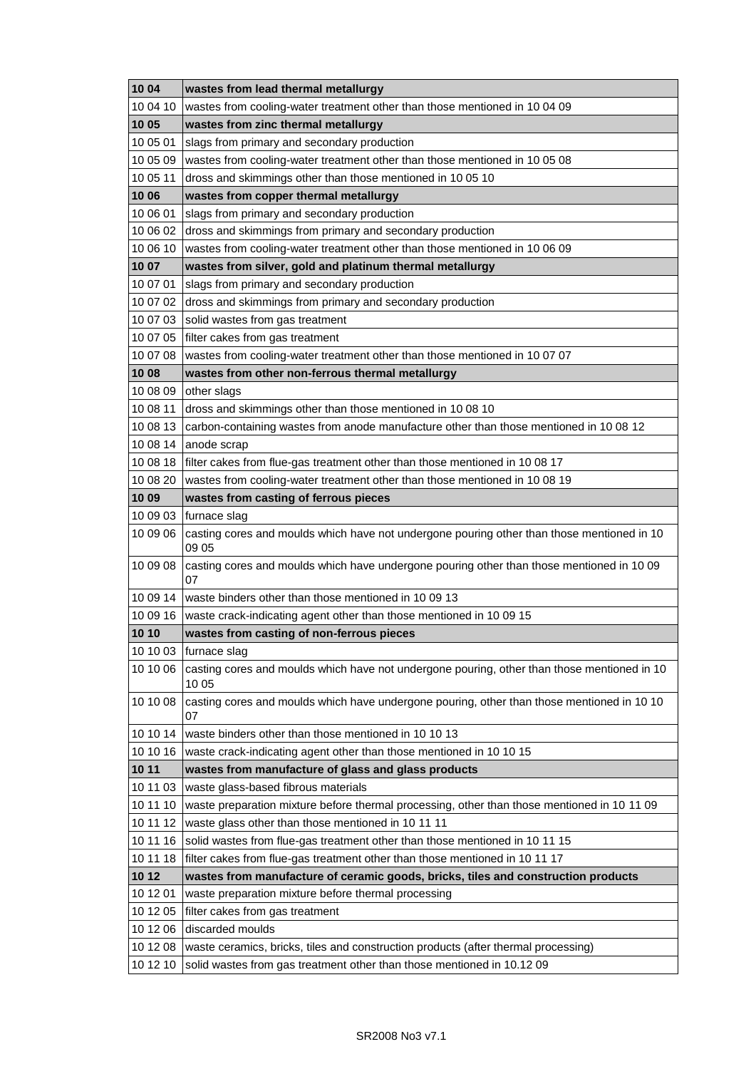| | |
|---|---|
| **10 04** | **wastes from lead thermal metallurgy** |
| 10 04 10 | wastes from cooling-water treatment other than those mentioned in 10 04 09 |
| **10 05** | **wastes from zinc thermal metallurgy** |
| 10 05 01 | slags from primary and secondary production |
| 10 05 09 | wastes from cooling-water treatment other than those mentioned in 10 05 08 |
| 10 05 11 | dross and skimmings other than those mentioned in 10 05 10 |
| **10 06** | **wastes from copper thermal metallurgy** |
| 10 06 01 | slags from primary and secondary production |
| 10 06 02 | dross and skimmings from primary and secondary production |
| 10 06 10 | wastes from cooling-water treatment other than those mentioned in 10 06 09 |
| **10 07** | **wastes from silver, gold and platinum thermal metallurgy** |
| 10 07 01 | slags from primary and secondary production |
| 10 07 02 | dross and skimmings from primary and secondary production |
| 10 07 03 | solid wastes from gas treatment |
| 10 07 05 | filter cakes from gas treatment |
| 10 07 08 | wastes from cooling-water treatment other than those mentioned in 10 07 07 |
| **10 08** | **wastes from other non-ferrous thermal metallurgy** |
| 10 08 09 | other slags |
| 10 08 11 | dross and skimmings other than those mentioned in 10 08 10 |
| 10 08 13 | carbon-containing wastes from anode manufacture other than those mentioned in 10 08 12 |
| 10 08 14 | anode scrap |
| 10 08 18 | filter cakes from flue-gas treatment other than those mentioned in 10 08 17 |
| 10 08 20 | wastes from cooling-water treatment other than those mentioned in 10 08 19 |
| **10 09** | **wastes from casting of ferrous pieces** |
| 10 09 03 | furnace slag |
| 10 09 06 | casting cores and moulds which have not undergone pouring other than those mentioned in 10 09 05 |
| 10 09 08 | casting cores and moulds which have undergone pouring other than those mentioned in 10 09 07 |
| 10 09 14 | waste binders other than those mentioned in 10 09 13 |
| 10 09 16 | waste crack-indicating agent other than those mentioned in 10 09 15 |
| **10 10** | **wastes from casting of non-ferrous pieces** |
| 10 10 03 | furnace slag |
| 10 10 06 | casting cores and moulds which have not undergone pouring, other than those mentioned in 10 10 05 |
| 10 10 08 | casting cores and moulds which have undergone pouring, other than those mentioned in 10 10 07 |
| 10 10 14 | waste binders other than those mentioned in 10 10 13 |
| 10 10 16 | waste crack-indicating agent other than those mentioned in 10 10 15 |
| **10 11** | **wastes from manufacture of glass and glass products** |
| 10 11 03 | waste glass-based fibrous materials |
| 10 11 10 | waste preparation mixture before thermal processing, other than those mentioned in 10 11 09 |
| 10 11 12 | waste glass other than those mentioned in 10 11 11 |
| 10 11 16 | solid wastes from flue-gas treatment other than those mentioned in 10 11 15 |
| 10 11 18 | filter cakes from flue-gas treatment other than those mentioned in 10 11 17 |
| **10 12** | **wastes from manufacture of ceramic goods, bricks, tiles and construction products** |
| 10 12 01 | waste preparation mixture before thermal processing |
| 10 12 05 | filter cakes from gas treatment |
| 10 12 06 | discarded moulds |
| 10 12 08 | waste ceramics, bricks, tiles and construction products (after thermal processing) |
| 10 12 10 | solid wastes from gas treatment other than those mentioned in 10.12 09 |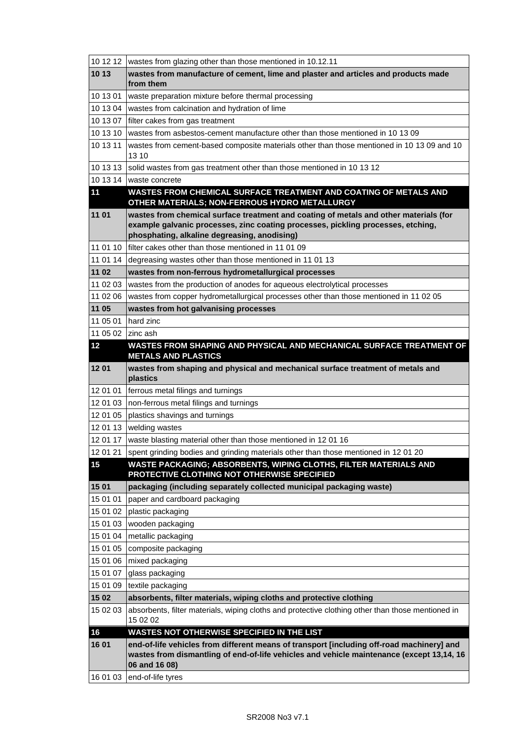| | |
|---|---|
| 10 12 12 | wastes from glazing other than those mentioned in 10.12.11 |
| **10 13** | **wastes from manufacture of cement, lime and plaster and articles and products made from them** |
| 10 13 01 | waste preparation mixture before thermal processing |
| 10 13 04 | wastes from calcination and hydration of lime |
| 10 13 07 | filter cakes from gas treatment |
| 10 13 10 | wastes from asbestos-cement manufacture other than those mentioned in 10 13 09 |
| 10 13 11 | wastes from cement-based composite materials other than those mentioned in 10 13 09 and 10 13 10 |
| 10 13 13 | solid wastes from gas treatment other than those mentioned in 10 13 12 |
| 10 13 14 | waste concrete |
| **11** | **WASTES FROM CHEMICAL SURFACE TREATMENT AND COATING OF METALS AND OTHER MATERIALS; NON-FERROUS HYDRO METALLURGY** |
| **11 01** | **wastes from chemical surface treatment and coating of metals and other materials (for example galvanic processes, zinc coating processes, pickling processes, etching, phosphating, alkaline degreasing, anodising)** |
| 11 01 10 | filter cakes other than those mentioned in 11 01 09 |
| 11 01 14 | degreasing wastes other than those mentioned in 11 01 13 |
| **11 02** | **wastes from non-ferrous hydrometallurgical processes** |
| 11 02 03 | wastes from the production of anodes for aqueous electrolytical processes |
| 11 02 06 | wastes from copper hydrometallurgical processes other than those mentioned in 11 02 05 |
| **11 05** | **wastes from hot galvanising processes** |
| 11 05 01 | hard zinc |
| 11 05 02 | zinc ash |
| **12** | **WASTES FROM SHAPING AND PHYSICAL AND MECHANICAL SURFACE TREATMENT OF METALS AND PLASTICS** |
| **12 01** | **wastes from shaping and physical and mechanical surface treatment of metals and plastics** |
| 12 01 01 | ferrous metal filings and turnings |
| 12 01 03 | non-ferrous metal filings and turnings |
| 12 01 05 | plastics shavings and turnings |
| 12 01 13 | welding wastes |
| 12 01 17 | waste blasting material other than those mentioned in 12 01 16 |
| 12 01 21 | spent grinding bodies and grinding materials other than those mentioned in 12 01 20 |
| **15** | **WASTE PACKAGING; ABSORBENTS, WIPING CLOTHS, FILTER MATERIALS AND PROTECTIVE CLOTHING NOT OTHERWISE SPECIFIED** |
| **15 01** | **packaging (including separately collected municipal packaging waste)** |
| 15 01 01 | paper and cardboard packaging |
| 15 01 02 | plastic packaging |
| 15 01 03 | wooden packaging |
| 15 01 04 | metallic packaging |
| 15 01 05 | composite packaging |
| 15 01 06 | mixed packaging |
| 15 01 07 | glass packaging |
| 15 01 09 | textile packaging |
| **15 02** | **absorbents, filter materials, wiping cloths and protective clothing** |
| 15 02 03 | absorbents, filter materials, wiping cloths and protective clothing other than those mentioned in 15 02 02 |
| **16** | **WASTES NOT OTHERWISE SPECIFIED IN THE LIST** |
| **16 01** | **end-of-life vehicles from different means of transport [including off-road machinery] and wastes from dismantling of end-of-life vehicles and vehicle maintenance (except 13,14, 16 06 and 16 08)** |
| 16 01 03 | end-of-life tyres |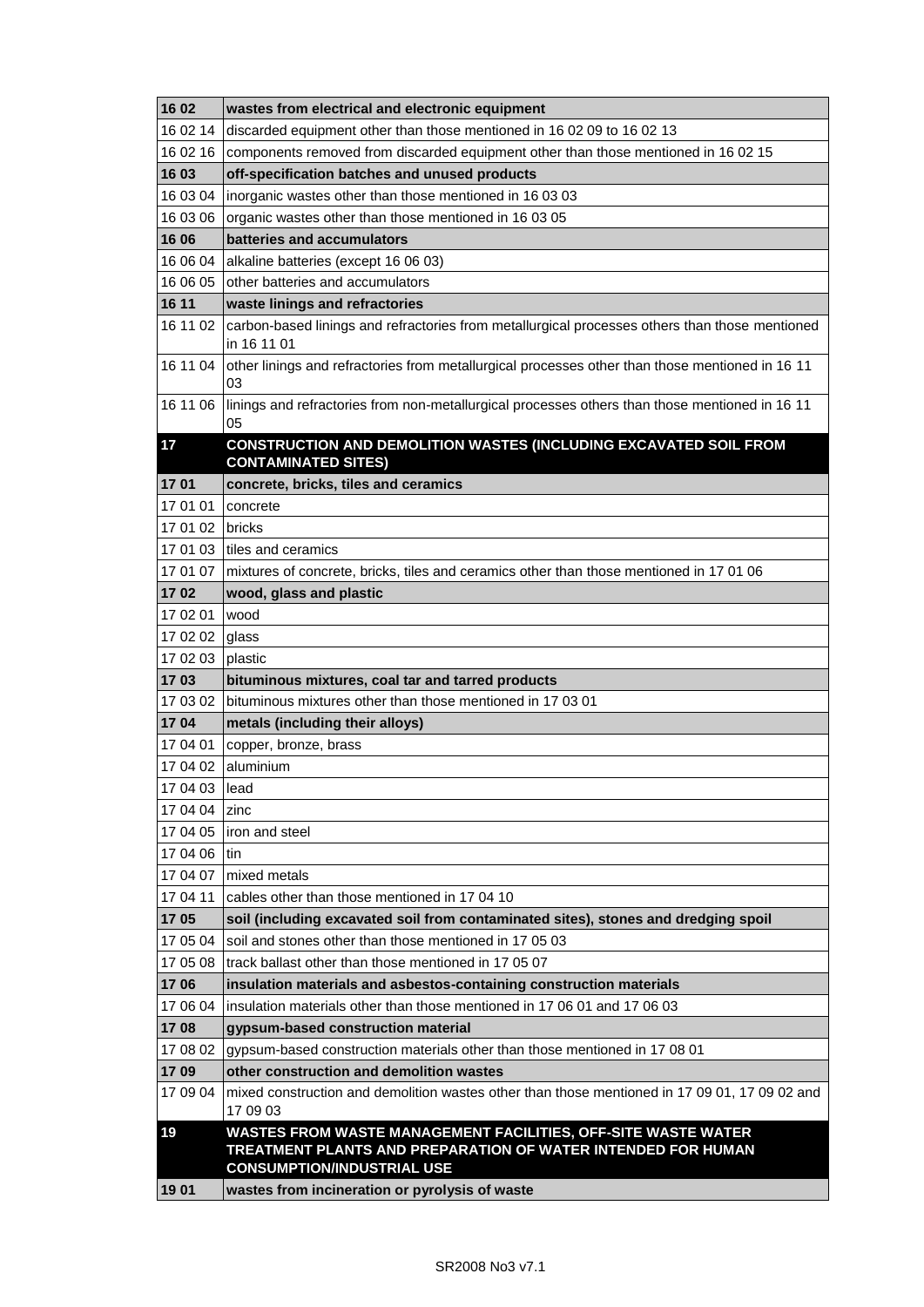| | |
|---|---|
| **16 02** | **wastes from electrical and electronic equipment** |
| 16 02 14 | discarded equipment other than those mentioned in 16 02 09 to 16 02 13 |
| 16 02 16 | components removed from discarded equipment other than those mentioned in 16 02 15 |
| **16 03** | **off-specification batches and unused products** |
| 16 03 04 | inorganic wastes other than those mentioned in 16 03 03 |
| 16 03 06 | organic wastes other than those mentioned in 16 03 05 |
| **16 06** | **batteries and accumulators** |
| 16 06 04 | alkaline batteries (except 16 06 03) |
| 16 06 05 | other batteries and accumulators |
| **16 11** | **waste linings and refractories** |
| 16 11 02 | carbon-based linings and refractories from metallurgical processes others than those mentioned in 16 11 01 |
| 16 11 04 | other linings and refractories from metallurgical processes other than those mentioned in 16 11 03 |
| 16 11 06 | linings and refractories from non-metallurgical processes others than those mentioned in 16 11 05 |
| **17** | **CONSTRUCTION AND DEMOLITION WASTES (INCLUDING EXCAVATED SOIL FROM CONTAMINATED SITES)** |
| **17 01** | **concrete, bricks, tiles and ceramics** |
| 17 01 01 | concrete |
| 17 01 02 | bricks |
| 17 01 03 | tiles and ceramics |
| 17 01 07 | mixtures of concrete, bricks, tiles and ceramics other than those mentioned in 17 01 06 |
| **17 02** | **wood, glass and plastic** |
| 17 02 01 | wood |
| 17 02 02 | glass |
| 17 02 03 | plastic |
| **17 03** | **bituminous mixtures, coal tar and tarred products** |
| 17 03 02 | bituminous mixtures other than those mentioned in 17 03 01 |
| **17 04** | **metals (including their alloys)** |
| 17 04 01 | copper, bronze, brass |
| 17 04 02 | aluminium |
| 17 04 03 | lead |
| 17 04 04 | zinc |
| 17 04 05 | iron and steel |
| 17 04 06 | tin |
| 17 04 07 | mixed metals |
| 17 04 11 | cables other than those mentioned in 17 04 10 |
| **17 05** | **soil (including excavated soil from contaminated sites), stones and dredging spoil** |
| 17 05 04 | soil and stones other than those mentioned in 17 05 03 |
| 17 05 08 | track ballast other than those mentioned in 17 05 07 |
| **17 06** | **insulation materials and asbestos-containing construction materials** |
| 17 06 04 | insulation materials other than those mentioned in 17 06 01 and 17 06 03 |
| **17 08** | **gypsum-based construction material** |
| 17 08 02 | gypsum-based construction materials other than those mentioned in 17 08 01 |
| **17 09** | **other construction and demolition wastes** |
| 17 09 04 | mixed construction and demolition wastes other than those mentioned in 17 09 01, 17 09 02 and 17 09 03 |
| **19** | **WASTES FROM WASTE MANAGEMENT FACILITIES, OFF-SITE WASTE WATER TREATMENT PLANTS AND PREPARATION OF WATER INTENDED FOR HUMAN CONSUMPTION/INDUSTRIAL USE** |
| **19 01** | **wastes from incineration or pyrolysis of waste** |

SR2008 No3 v7.1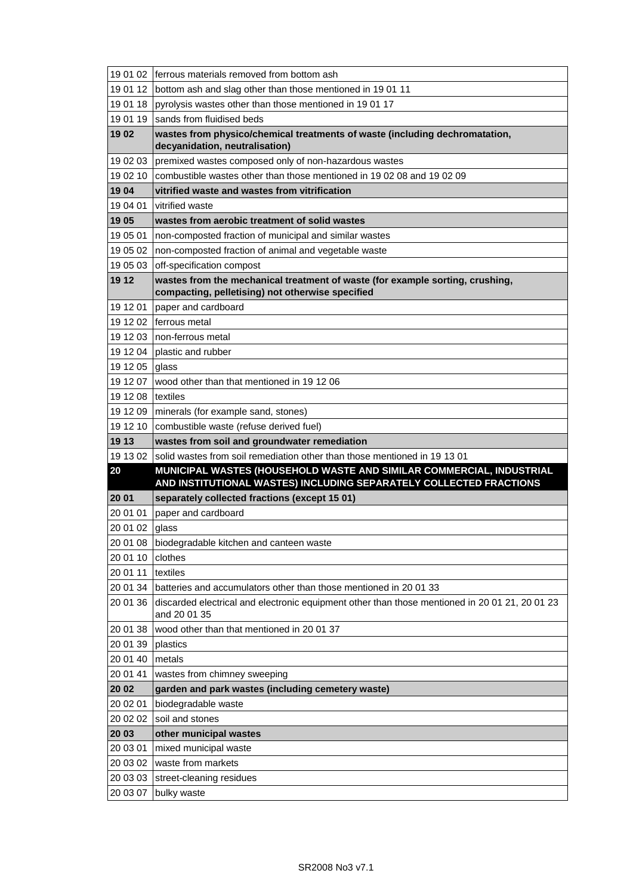| | |
|---|---|
| 19 01 02 | ferrous materials removed from bottom ash |
| 19 01 12 | bottom ash and slag other than those mentioned in 19 01 11 |
| 19 01 18 | pyrolysis wastes other than those mentioned in 19 01 17 |
| 19 01 19 | sands from fluidised beds |
| **19 02** | **wastes from physico/chemical treatments of waste (including dechromatation, decyanidation, neutralisation)** |
| 19 02 03 | premixed wastes composed only of non-hazardous wastes |
| 19 02 10 | combustible wastes other than those mentioned in 19 02 08 and 19 02 09 |
| **19 04** | **vitrified waste and wastes from vitrification** |
| 19 04 01 | vitrified waste |
| **19 05** | **wastes from aerobic treatment of solid wastes** |
| 19 05 01 | non-composted fraction of municipal and similar wastes |
| 19 05 02 | non-composted fraction of animal and vegetable waste |
| 19 05 03 | off-specification compost |
| **19 12** | **wastes from the mechanical treatment of waste (for example sorting, crushing, compacting, pelletising) not otherwise specified** |
| 19 12 01 | paper and cardboard |
| 19 12 02 | ferrous metal |
| 19 12 03 | non-ferrous metal |
| 19 12 04 | plastic and rubber |
| 19 12 05 | glass |
| 19 12 07 | wood other than that mentioned in 19 12 06 |
| 19 12 08 | textiles |
| 19 12 09 | minerals (for example sand, stones) |
| 19 12 10 | combustible waste (refuse derived fuel) |
| **19 13** | **wastes from soil and groundwater remediation** |
| 19 13 02 | solid wastes from soil remediation other than those mentioned in 19 13 01 |
| **20** | **MUNICIPAL WASTES (HOUSEHOLD WASTE AND SIMILAR COMMERCIAL, INDUSTRIAL AND INSTITUTIONAL WASTES) INCLUDING SEPARATELY COLLECTED FRACTIONS** |
| **20 01** | **separately collected fractions (except 15 01)** |
| 20 01 01 | paper and cardboard |
| 20 01 02 | glass |
| 20 01 08 | biodegradable kitchen and canteen waste |
| 20 01 10 | clothes |
| 20 01 11 | textiles |
| 20 01 34 | batteries and accumulators other than those mentioned in 20 01 33 |
| 20 01 36 | discarded electrical and electronic equipment other than those mentioned in 20 01 21, 20 01 23 and 20 01 35 |
| 20 01 38 | wood other than that mentioned in 20 01 37 |
| 20 01 39 | plastics |
| 20 01 40 | metals |
| 20 01 41 | wastes from chimney sweeping |
| **20 02** | **garden and park wastes (including cemetery waste)** |
| 20 02 01 | biodegradable waste |
| 20 02 02 | soil and stones |
| **20 03** | **other municipal wastes** |
| 20 03 01 | mixed municipal waste |
| 20 03 02 | waste from markets |
| 20 03 03 | street-cleaning residues |
| 20 03 07 | bulky waste |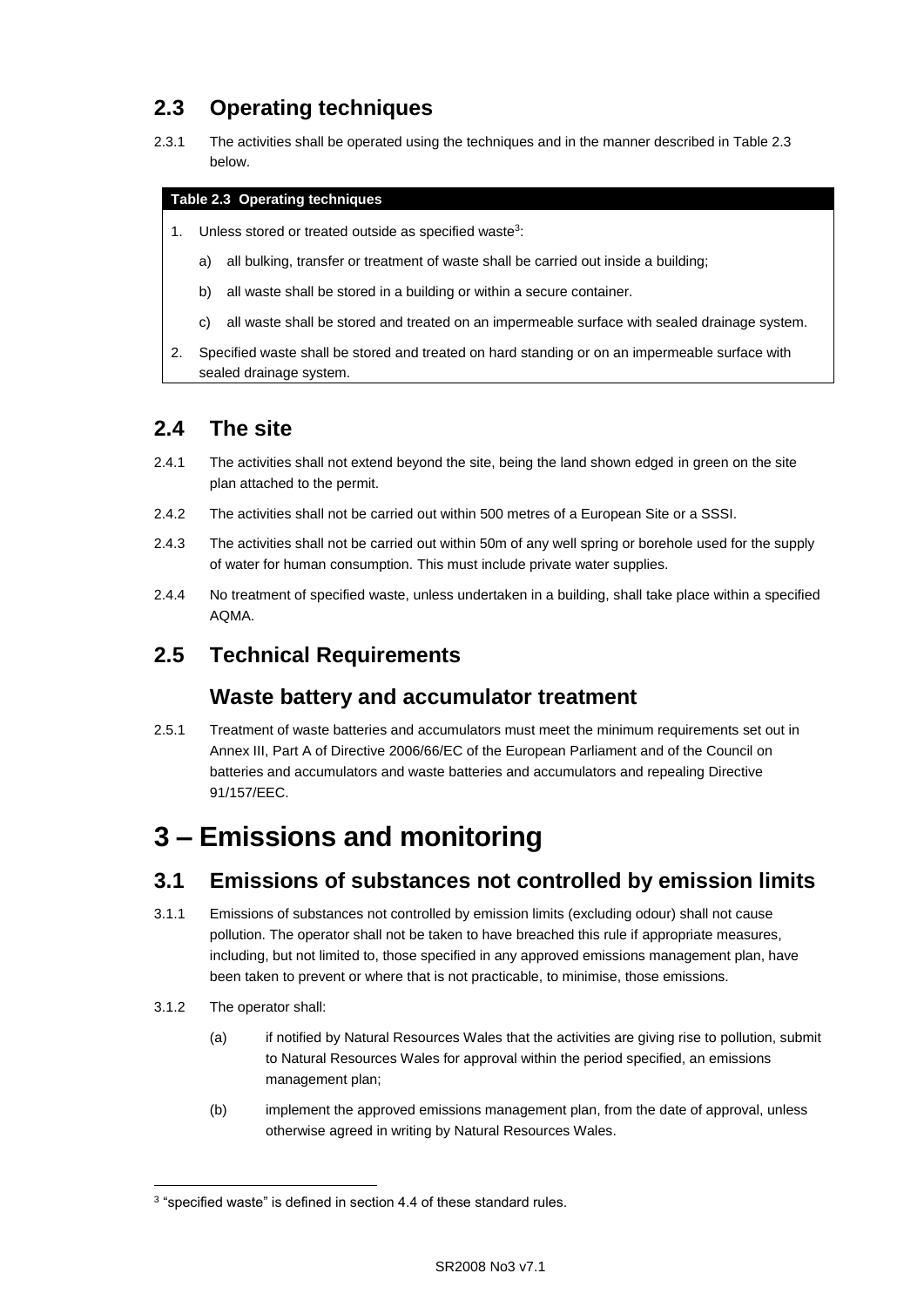## 2.3 Operating techniques

2.3.1 The activities shall be operated using the techniques and in the manner described in Table 2.3 below.

| Table 2.3 Operating techniques |
|---|
| 1. Unless stored or treated outside as specified waste[3]:<br>a) all bulking, transfer or treatment of waste shall be carried out inside a building;<br>b) all waste shall be stored in a building or within a secure container.<br>c) all waste shall be stored and treated on an impermeable surface with sealed drainage system. |
| 2. Specified waste shall be stored and treated on hard standing or on an impermeable surface with sealed drainage system. |

## 2.4 The site

2.4.1 The activities shall not extend beyond the site, being the land shown edged in green on the site plan attached to the permit.

2.4.2 The activities shall not be carried out within 500 metres of a European Site or a SSSI.

2.4.3 The activities shall not be carried out within 50m of any well spring or borehole used for the supply of water for human consumption. This must include private water supplies.

2.4.4 No treatment of specified waste, unless undertaken in a building, shall take place within a specified AQMA.

## 2.5 Technical Requirements

### Waste battery and accumulator treatment

2.5.1 Treatment of waste batteries and accumulators must meet the minimum requirements set out in Annex III, Part A of Directive 2006/66/EC of the European Parliament and of the Council on batteries and accumulators and waste batteries and accumulators and repealing Directive 91/157/EEC.

# 3 – Emissions and monitoring

## 3.1 Emissions of substances not controlled by emission limits

3.1.1 Emissions of substances not controlled by emission limits (excluding odour) shall not cause pollution. The operator shall not be taken to have breached this rule if appropriate measures, including, but not limited to, those specified in any approved emissions management plan, have been taken to prevent or where that is not practicable, to minimise, those emissions.

3.1.2 The operator shall:

(a) if notified by Natural Resources Wales that the activities are giving rise to pollution, submit to Natural Resources Wales for approval within the period specified, an emissions management plan;

(b) implement the approved emissions management plan, from the date of approval, unless otherwise agreed in writing by Natural Resources Wales.

[3] "specified waste" is defined in section 4.4 of these standard rules.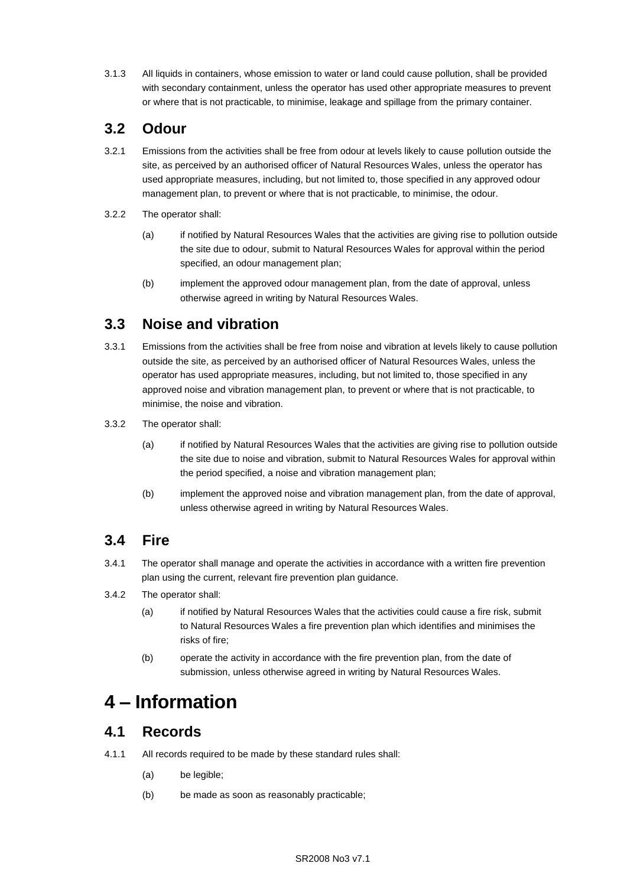3.1.3 All liquids in containers, whose emission to water or land could cause pollution, shall be provided with secondary containment, unless the operator has used other appropriate measures to prevent or where that is not practicable, to minimise, leakage and spillage from the primary container.

## 3.2 Odour

3.2.1 Emissions from the activities shall be free from odour at levels likely to cause pollution outside the site, as perceived by an authorised officer of Natural Resources Wales, unless the operator has used appropriate measures, including, but not limited to, those specified in any approved odour management plan, to prevent or where that is not practicable, to minimise, the odour.

3.2.2 The operator shall:

(a) if notified by Natural Resources Wales that the activities are giving rise to pollution outside the site due to odour, submit to Natural Resources Wales for approval within the period specified, an odour management plan;

(b) implement the approved odour management plan, from the date of approval, unless otherwise agreed in writing by Natural Resources Wales.

## 3.3 Noise and vibration

3.3.1 Emissions from the activities shall be free from noise and vibration at levels likely to cause pollution outside the site, as perceived by an authorised officer of Natural Resources Wales, unless the operator has used appropriate measures, including, but not limited to, those specified in any approved noise and vibration management plan, to prevent or where that is not practicable, to minimise, the noise and vibration.

3.3.2 The operator shall:

(a) if notified by Natural Resources Wales that the activities are giving rise to pollution outside the site due to noise and vibration, submit to Natural Resources Wales for approval within the period specified, a noise and vibration management plan;

(b) implement the approved noise and vibration management plan, from the date of approval, unless otherwise agreed in writing by Natural Resources Wales.

## 3.4 Fire

3.4.1 The operator shall manage and operate the activities in accordance with a written fire prevention plan using the current, relevant fire prevention plan guidance.

3.4.2 The operator shall:

(a) if notified by Natural Resources Wales that the activities could cause a fire risk, submit to Natural Resources Wales a fire prevention plan which identifies and minimises the risks of fire;

(b) operate the activity in accordance with the fire prevention plan, from the date of submission, unless otherwise agreed in writing by Natural Resources Wales.

# 4 – Information

## 4.1 Records

4.1.1 All records required to be made by these standard rules shall:

(a) be legible;

(b) be made as soon as reasonably practicable;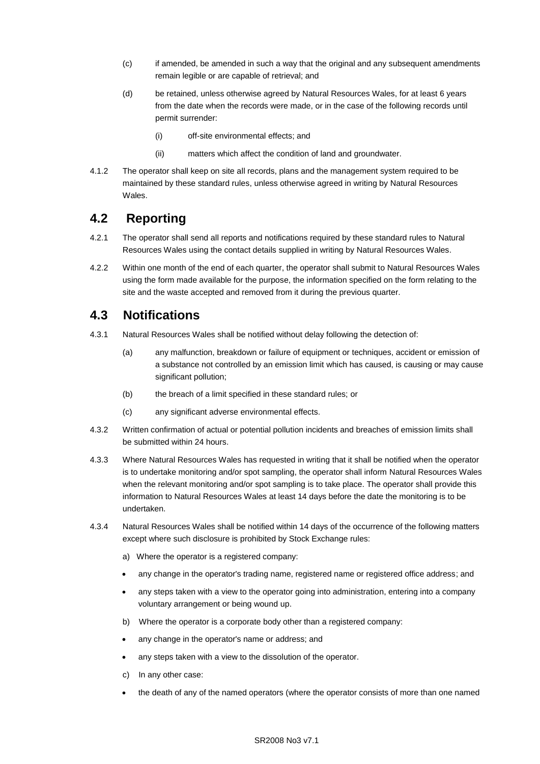(c) if amended, be amended in such a way that the original and any subsequent amendments remain legible or are capable of retrieval; and

(d) be retained, unless otherwise agreed by Natural Resources Wales, for at least 6 years from the date when the records were made, or in the case of the following records until permit surrender:

  (i) off-site environmental effects; and

  (ii) matters which affect the condition of land and groundwater.

4.1.2 The operator shall keep on site all records, plans and the management system required to be maintained by these standard rules, unless otherwise agreed in writing by Natural Resources Wales.

## 4.2 Reporting

4.2.1 The operator shall send all reports and notifications required by these standard rules to Natural Resources Wales using the contact details supplied in writing by Natural Resources Wales.

4.2.2 Within one month of the end of each quarter, the operator shall submit to Natural Resources Wales using the form made available for the purpose, the information specified on the form relating to the site and the waste accepted and removed from it during the previous quarter.

## 4.3 Notifications

4.3.1 Natural Resources Wales shall be notified without delay following the detection of:

(a) any malfunction, breakdown or failure of equipment or techniques, accident or emission of a substance not controlled by an emission limit which has caused, is causing or may cause significant pollution;

(b) the breach of a limit specified in these standard rules; or

(c) any significant adverse environmental effects.

4.3.2 Written confirmation of actual or potential pollution incidents and breaches of emission limits shall be submitted within 24 hours.

4.3.3 Where Natural Resources Wales has requested in writing that it shall be notified when the operator is to undertake monitoring and/or spot sampling, the operator shall inform Natural Resources Wales when the relevant monitoring and/or spot sampling is to take place. The operator shall provide this information to Natural Resources Wales at least 14 days before the date the monitoring is to be undertaken.

4.3.4 Natural Resources Wales shall be notified within 14 days of the occurrence of the following matters except where such disclosure is prohibited by Stock Exchange rules:

a) Where the operator is a registered company:

- any change in the operator's trading name, registered name or registered office address; and
- any steps taken with a view to the operator going into administration, entering into a company voluntary arrangement or being wound up.

b) Where the operator is a corporate body other than a registered company:

- any change in the operator's name or address; and
- any steps taken with a view to the dissolution of the operator.

c) In any other case:

- the death of any of the named operators (where the operator consists of more than one named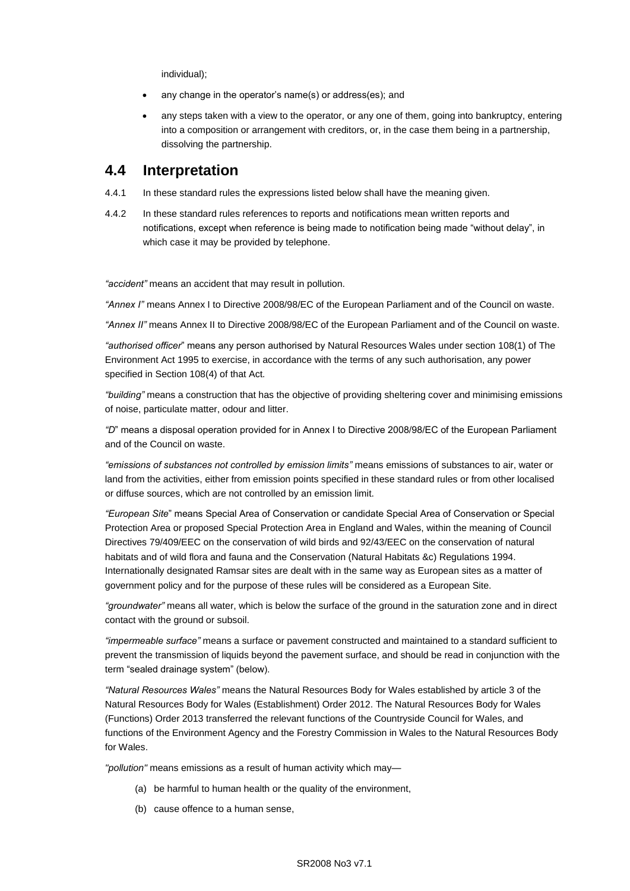individual);

- any change in the operator's name(s) or address(es); and
- any steps taken with a view to the operator, or any one of them, going into bankruptcy, entering into a composition or arrangement with creditors, or, in the case them being in a partnership, dissolving the partnership.

## 4.4 Interpretation

4.4.1 In these standard rules the expressions listed below shall have the meaning given.

4.4.2 In these standard rules references to reports and notifications mean written reports and notifications, except when reference is being made to notification being made "without delay", in which case it may be provided by telephone.

*"accident"* means an accident that may result in pollution.

*"Annex I"* means Annex I to Directive 2008/98/EC of the European Parliament and of the Council on waste.

*"Annex II"* means Annex II to Directive 2008/98/EC of the European Parliament and of the Council on waste.

*"authorised officer"* means any person authorised by Natural Resources Wales under section 108(1) of The Environment Act 1995 to exercise, in accordance with the terms of any such authorisation, any power specified in Section 108(4) of that Act.

*"building"* means a construction that has the objective of providing sheltering cover and minimising emissions of noise, particulate matter, odour and litter.

*"D"* means a disposal operation provided for in Annex I to Directive 2008/98/EC of the European Parliament and of the Council on waste.

*"emissions of substances not controlled by emission limits"* means emissions of substances to air, water or land from the activities, either from emission points specified in these standard rules or from other localised or diffuse sources, which are not controlled by an emission limit.

*"European Site"* means Special Area of Conservation or candidate Special Area of Conservation or Special Protection Area or proposed Special Protection Area in England and Wales, within the meaning of Council Directives 79/409/EEC on the conservation of wild birds and 92/43/EEC on the conservation of natural habitats and of wild flora and fauna and the Conservation (Natural Habitats &c) Regulations 1994. Internationally designated Ramsar sites are dealt with in the same way as European sites as a matter of government policy and for the purpose of these rules will be considered as a European Site.

*"groundwater"* means all water, which is below the surface of the ground in the saturation zone and in direct contact with the ground or subsoil.

*"impermeable surface"* means a surface or pavement constructed and maintained to a standard sufficient to prevent the transmission of liquids beyond the pavement surface, and should be read in conjunction with the term "sealed drainage system" (below).

*"Natural Resources Wales"* means the Natural Resources Body for Wales established by article 3 of the Natural Resources Body for Wales (Establishment) Order 2012. The Natural Resources Body for Wales (Functions) Order 2013 transferred the relevant functions of the Countryside Council for Wales, and functions of the Environment Agency and the Forestry Commission in Wales to the Natural Resources Body for Wales.

*"pollution"* means emissions as a result of human activity which may—

(a) be harmful to human health or the quality of the environment,

(b) cause offence to a human sense,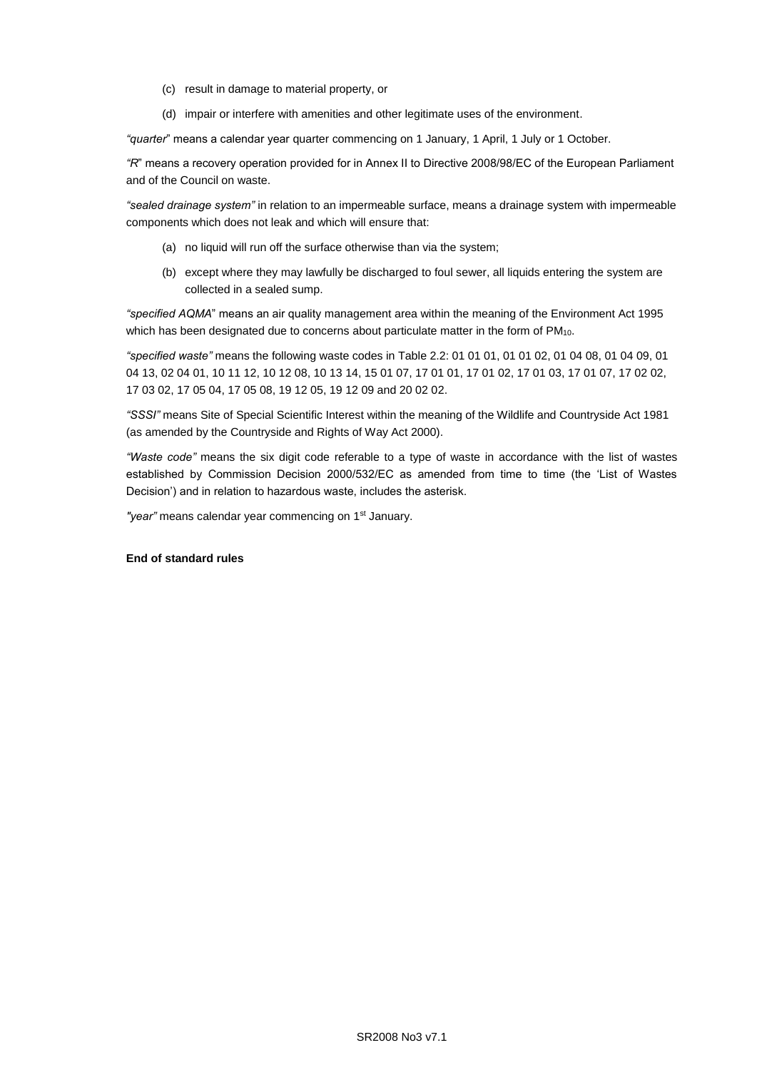(c) result in damage to material property, or

(d) impair or interfere with amenities and other legitimate uses of the environment.

*"quarter*" means a calendar year quarter commencing on 1 January, 1 April, 1 July or 1 October.

*"R*" means a recovery operation provided for in Annex II to Directive 2008/98/EC of the European Parliament and of the Council on waste.

*"sealed drainage system"* in relation to an impermeable surface, means a drainage system with impermeable components which does not leak and which will ensure that:

(a) no liquid will run off the surface otherwise than via the system;

(b) except where they may lawfully be discharged to foul sewer, all liquids entering the system are collected in a sealed sump.

*"specified AQMA*" means an air quality management area within the meaning of the Environment Act 1995 which has been designated due to concerns about particulate matter in the form of $PM_{10}$.

*"specified waste"* means the following waste codes in Table 2.2: 01 01 01, 01 01 02, 01 04 08, 01 04 09, 01 04 13, 02 04 01, 10 11 12, 10 12 08, 10 13 14, 15 01 07, 17 01 01, 17 01 02, 17 01 03, 17 01 07, 17 02 02, 17 03 02, 17 05 04, 17 05 08, 19 12 05, 19 12 09 and 20 02 02.

*"SSSI"* means Site of Special Scientific Interest within the meaning of the Wildlife and Countryside Act 1981 (as amended by the Countryside and Rights of Way Act 2000).

*"Waste code"* means the six digit code referable to a type of waste in accordance with the list of wastes established by Commission Decision 2000/532/EC as amended from time to time (the 'List of Wastes Decision') and in relation to hazardous waste, includes the asterisk.

*"year"* means calendar year commencing on 1st January.

**End of standard rules**